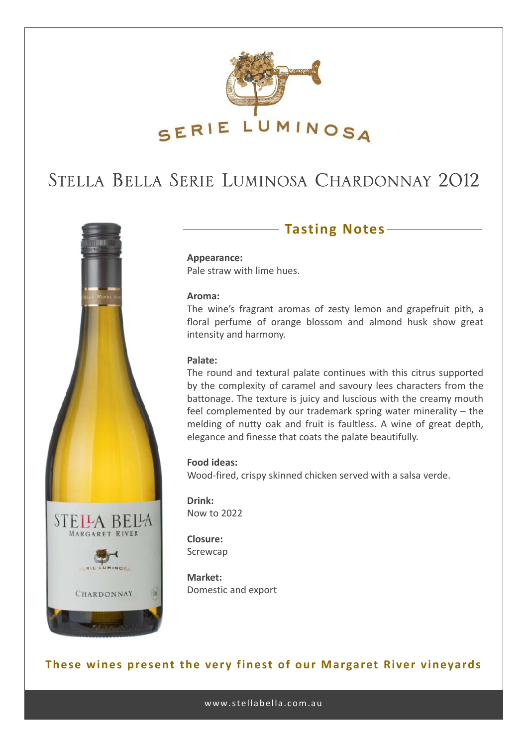SERIE LUMINOSA

# Stella Bella Serie Luminosa Chardonnay 2012

## Tasting Notes

**Appearance:**
Pale straw with lime hues.

**Aroma:**
The wine's fragrant aromas of zesty lemon and grapefruit pith, a floral perfume of orange blossom and almond husk show great intensity and harmony.

**Palate:**
The round and textural palate continues with this citrus supported by the complexity of caramel and savoury lees characters from the battonage. The texture is juicy and luscious with the creamy mouth feel complemented by our trademark spring water minerality – the melding of nutty oak and fruit is faultless. A wine of great depth, elegance and finesse that coats the palate beautifully.

**Food ideas:**
Wood-fired, crispy skinned chicken served with a salsa verde.

**Drink:**
Now to 2022

**Closure:**
Screwcap

**Market:**
Domestic and export

**These wines present the very finest of our Margaret River vineyards**

www.stellabella.com.au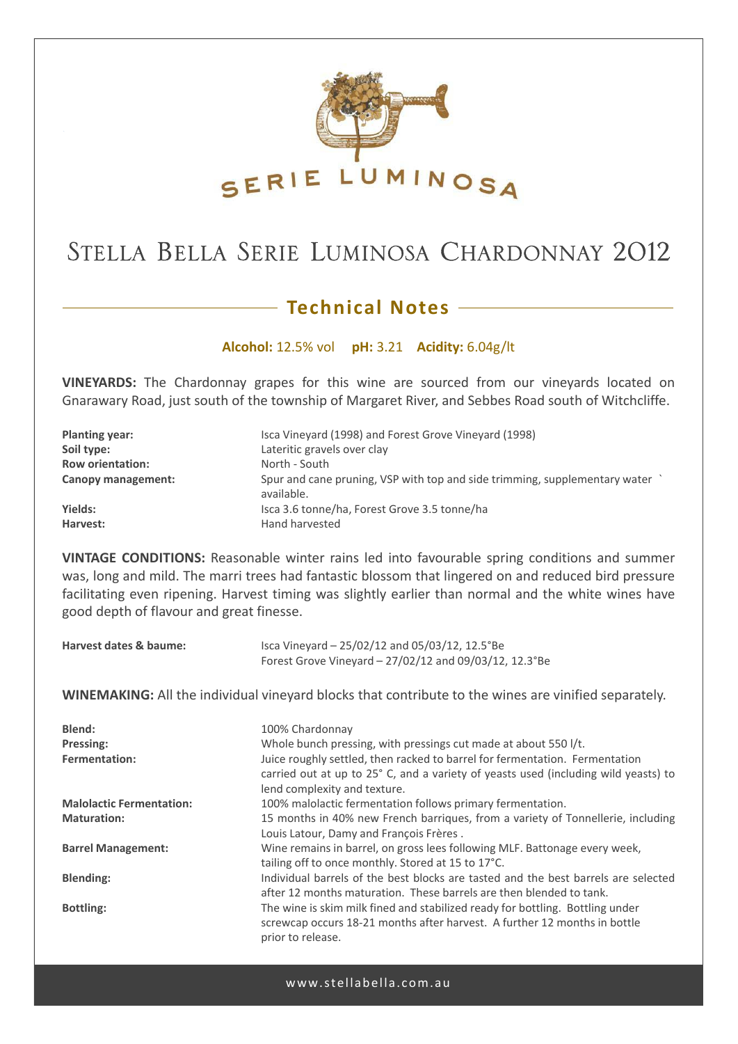SERIE LUMINOSA

# Stella Bella Serie Luminosa Chardonnay 2012

## Technical Notes

**Alcohol:** 12.5% vol **pH:** 3.21 **Acidity:** 6.04g/lt

**VINEYARDS:** The Chardonnay grapes for this wine are sourced from our vineyards located on Gnarawary Road, just south of the township of Margaret River, and Sebbes Road south of Witchcliffe.

| | |
|---|---|
| **Planting year:** | Isca Vineyard (1998) and Forest Grove Vineyard (1998) |
| **Soil type:** | Lateritic gravels over clay |
| **Row orientation:** | North - South |
| **Canopy management:** | Spur and cane pruning, VSP with top and side trimming, supplementary water ` available. |
| **Yields:** | Isca 3.6 tonne/ha, Forest Grove 3.5 tonne/ha |
| **Harvest:** | Hand harvested |

**VINTAGE CONDITIONS:** Reasonable winter rains led into favourable spring conditions and summer was, long and mild. The marri trees had fantastic blossom that lingered on and reduced bird pressure facilitating even ripening. Harvest timing was slightly earlier than normal and the white wines have good depth of flavour and great finesse.

| | |
|---|---|
| **Harvest dates & baume:** | Isca Vineyard – 25/02/12 and 05/03/12, 12.5°Be<br>Forest Grove Vineyard – 27/02/12 and 09/03/12, 12.3°Be |

**WINEMAKING:** All the individual vineyard blocks that contribute to the wines are vinified separately.

| | |
|---|---|
| **Blend:** | 100% Chardonnay |
| **Pressing:** | Whole bunch pressing, with pressings cut made at about 550 l/t. |
| **Fermentation:** | Juice roughly settled, then racked to barrel for fermentation. Fermentation carried out at up to 25° C, and a variety of yeasts used (including wild yeasts) to lend complexity and texture. |
| **Malolactic Fermentation:** | 100% malolactic fermentation follows primary fermentation. |
| **Maturation:** | 15 months in 40% new French barriques, from a variety of Tonnellerie, including Louis Latour, Damy and François Frères . |
| **Barrel Management:** | Wine remains in barrel, on gross lees following MLF. Battonage every week, tailing off to once monthly. Stored at 15 to 17°C. |
| **Blending:** | Individual barrels of the best blocks are tasted and the best barrels are selected after 12 months maturation. These barrels are then blended to tank. |
| **Bottling:** | The wine is skim milk fined and stabilized ready for bottling. Bottling under screwcap occurs 18-21 months after harvest. A further 12 months in bottle prior to release. |

www.stellabella.com.au